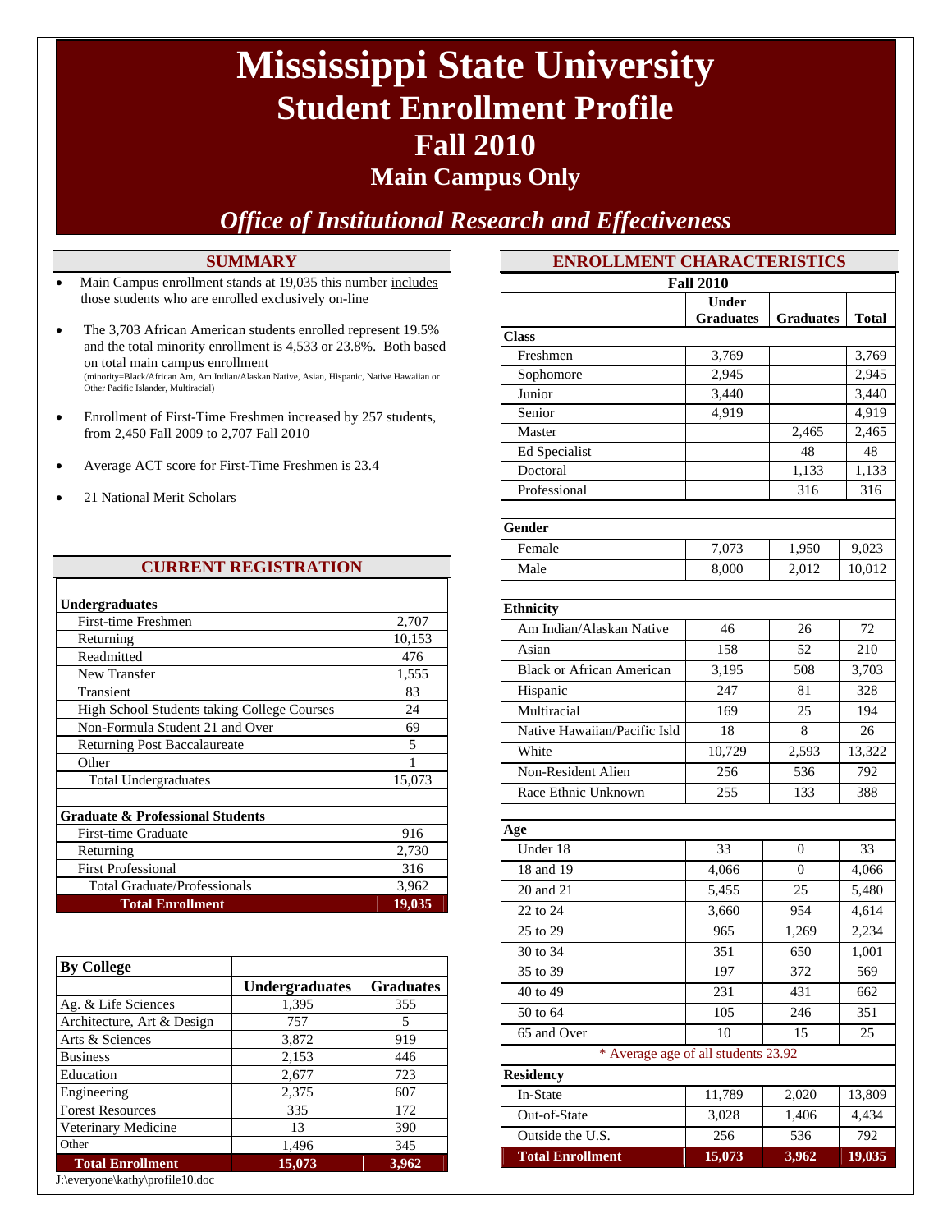# Mississippi State University
## Student Enrollment Profile
## Fall 2010
### Main Campus Only

*Office of Institutional Research and Effectiveness*

## SUMMARY

- Main Campus enrollment stands at 19,035 this number includes those students who are enrolled exclusively on-line
- The 3,703 African American students enrolled represent 19.5% and the total minority enrollment is 4,533 or 23.8%. Both based on total main campus enrollment
  (minority=Black/African Am, Am Indian/Alaskan Native, Asian, Hispanic, Native Hawaiian or Other Pacific Islander, Multiracial)
- Enrollment of First-Time Freshmen increased by 257 students, from 2,450 Fall 2009 to 2,707 Fall 2010
- Average ACT score for First-Time Freshmen is 23.4
- 21 National Merit Scholars

## CURRENT REGISTRATION

| | |
|---|---|
| **Undergraduates** | |
| First-time Freshmen | 2,707 |
| Returning | 10,153 |
| Readmitted | 476 |
| New Transfer | 1,555 |
| Transient | 83 |
| High School Students taking College Courses | 24 |
| Non-Formula Student 21 and Over | 69 |
| Returning Post Baccalaureate | 5 |
| Other | 1 |
| Total Undergraduates | 15,073 |
| | |
| **Graduate & Professional Students** | |
| First-time Graduate | 916 |
| Returning | 2,730 |
| First Professional | 316 |
| Total Graduate/Professionals | 3,962 |
| **Total Enrollment** | **19,035** |

| By College | Undergraduates | Graduates |
|---|---|---|
| Ag. & Life Sciences | 1,395 | 355 |
| Architecture, Art & Design | 757 | 5 |
| Arts & Sciences | 3,872 | 919 |
| Business | 2,153 | 446 |
| Education | 2,677 | 723 |
| Engineering | 2,375 | 607 |
| Forest Resources | 335 | 172 |
| Veterinary Medicine | 13 | 390 |
| Other | 1,496 | 345 |
| **Total Enrollment** | **15,073** | **3,962** |

J:\everyone\kathy\profile10.doc

## ENROLLMENT CHARACTERISTICS

| Fall 2010 | Under Graduates | Graduates | Total |
|---|---|---|---|
| **Class** | | | |
| Freshmen | 3,769 | | 3,769 |
| Sophomore | 2,945 | | 2,945 |
| Junior | 3,440 | | 3,440 |
| Senior | 4,919 | | 4,919 |
| Master | | 2,465 | 2,465 |
| Ed Specialist | | 48 | 48 |
| Doctoral | | 1,133 | 1,133 |
| Professional | | 316 | 316 |
| **Gender** | | | |
| Female | 7,073 | 1,950 | 9,023 |
| Male | 8,000 | 2,012 | 10,012 |
| **Ethnicity** | | | |
| Am Indian/Alaskan Native | 46 | 26 | 72 |
| Asian | 158 | 52 | 210 |
| Black or African American | 3,195 | 508 | 3,703 |
| Hispanic | 247 | 81 | 328 |
| Multiracial | 169 | 25 | 194 |
| Native Hawaiian/Pacific Isld | 18 | 8 | 26 |
| White | 10,729 | 2,593 | 13,322 |
| Non-Resident Alien | 256 | 536 | 792 |
| Race Ethnic Unknown | 255 | 133 | 388 |
| **Age** | | | |
| Under 18 | 33 | 0 | 33 |
| 18 and 19 | 4,066 | 0 | 4,066 |
| 20 and 21 | 5,455 | 25 | 5,480 |
| 22 to 24 | 3,660 | 954 | 4,614 |
| 25 to 29 | 965 | 1,269 | 2,234 |
| 30 to 34 | 351 | 650 | 1,001 |
| 35 to 39 | 197 | 372 | 569 |
| 40 to 49 | 231 | 431 | 662 |
| 50 to 64 | 105 | 246 | 351 |
| 65 and Over | 10 | 15 | 25 |
| * Average age of all students 23.92 | | | |
| **Residency** | | | |
| In-State | 11,789 | 2,020 | 13,809 |
| Out-of-State | 3,028 | 1,406 | 4,434 |
| Outside the U.S. | 256 | 536 | 792 |
| **Total Enrollment** | **15,073** | **3,962** | **19,035** |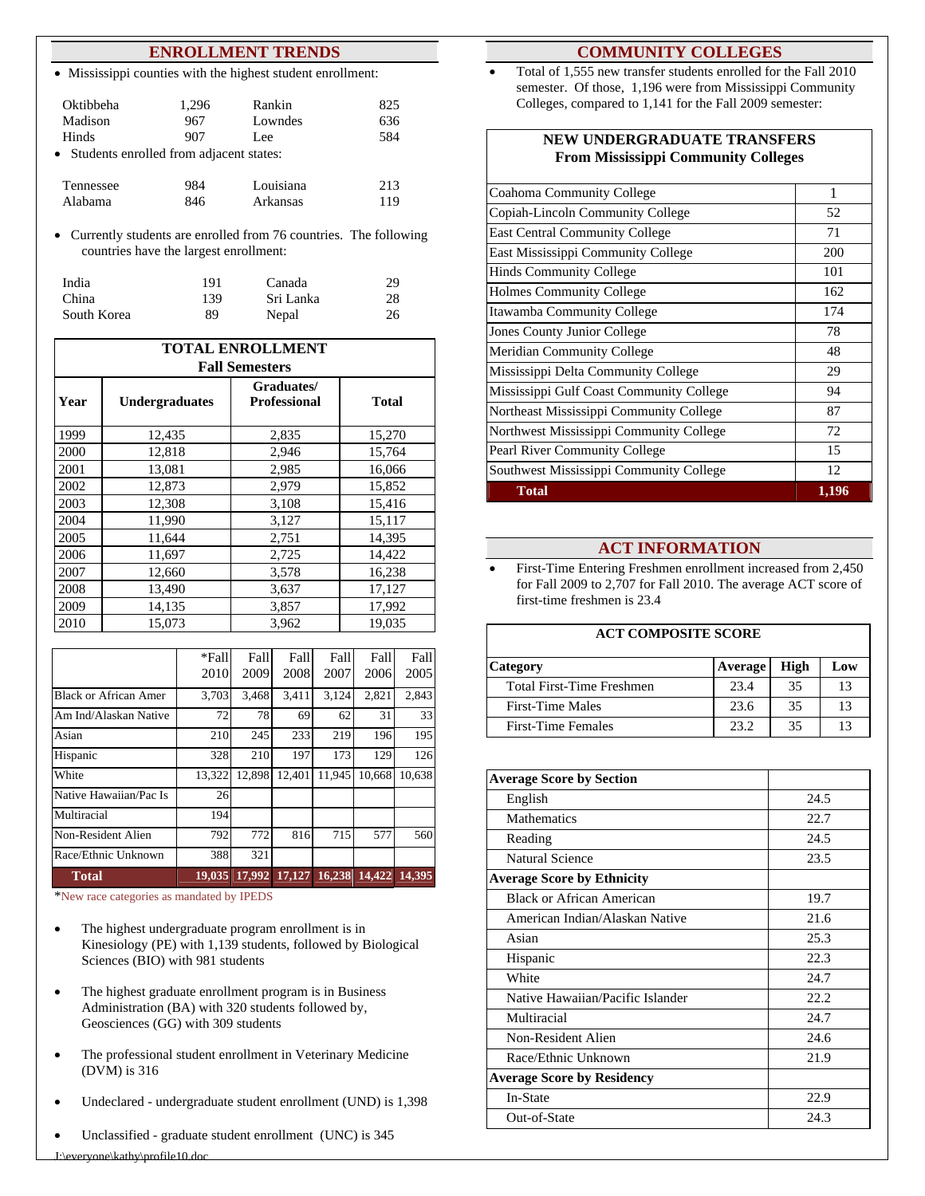## ENROLLMENT TRENDS

- Mississippi counties with the highest student enrollment:

| | | | |
|---|---|---|---|
| Oktibbeha | 1,296 | Rankin | 825 |
| Madison | 967 | Lowndes | 636 |
| Hinds | 907 | Lee | 584 |

- Students enrolled from adjacent states:

| | | | |
|---|---|---|---|
| Tennessee | 984 | Louisiana | 213 |
| Alabama | 846 | Arkansas | 119 |

- Currently students are enrolled from 76 countries. The following countries have the largest enrollment:

| | | | |
|---|---|---|---|
| India | 191 | Canada | 29 |
| China | 139 | Sri Lanka | 28 |
| South Korea | 89 | Nepal | 26 |

**TOTAL ENROLLMENT**
**Fall Semesters**

| Year | Undergraduates | Graduates/ Professional | Total |
|---|---|---|---|
| 1999 | 12,435 | 2,835 | 15,270 |
| 2000 | 12,818 | 2,946 | 15,764 |
| 2001 | 13,081 | 2,985 | 16,066 |
| 2002 | 12,873 | 2,979 | 15,852 |
| 2003 | 12,308 | 3,108 | 15,416 |
| 2004 | 11,990 | 3,127 | 15,117 |
| 2005 | 11,644 | 2,751 | 14,395 |
| 2006 | 11,697 | 2,725 | 14,422 |
| 2007 | 12,660 | 3,578 | 16,238 |
| 2008 | 13,490 | 3,637 | 17,127 |
| 2009 | 14,135 | 3,857 | 17,992 |
| 2010 | 15,073 | 3,962 | 19,035 |

| | *Fall 2010 | Fall 2009 | Fall 2008 | Fall 2007 | Fall 2006 | Fall 2005 |
|---|---|---|---|---|---|---|
| Black or African Amer | 3,703 | 3,468 | 3,411 | 3,124 | 2,821 | 2,843 |
| Am Ind/Alaskan Native | 72 | 78 | 69 | 62 | 31 | 33 |
| Asian | 210 | 245 | 233 | 219 | 196 | 195 |
| Hispanic | 328 | 210 | 197 | 173 | 129 | 126 |
| White | 13,322 | 12,898 | 12,401 | 11,945 | 10,668 | 10,638 |
| Native Hawaiian/Pac Is | 26 | | | | | |
| Multiracial | 194 | | | | | |
| Non-Resident Alien | 792 | 772 | 816 | 715 | 577 | 560 |
| Race/Ethnic Unknown | 388 | 321 | | | | |
| **Total** | **19,035** | **17,992** | **17,127** | **16,238** | **14,422** | **14,395** |

*New race categories as mandated by IPEDS

- The highest undergraduate program enrollment is in Kinesiology (PE) with 1,139 students, followed by Biological Sciences (BIO) with 981 students
- The highest graduate enrollment program is in Business Administration (BA) with 320 students followed by, Geosciences (GG) with 309 students
- The professional student enrollment in Veterinary Medicine (DVM) is 316
- Undeclared - undergraduate student enrollment (UND) is 1,398
- Unclassified - graduate student enrollment (UNC) is 345

## COMMUNITY COLLEGES

- Total of 1,555 new transfer students enrolled for the Fall 2010 semester. Of those, 1,196 were from Mississippi Community Colleges, compared to 1,141 for the Fall 2009 semester:

**NEW UNDERGRADUATE TRANSFERS From Mississippi Community Colleges**

| College | Count |
|---|---|
| Coahoma Community College | 1 |
| Copiah-Lincoln Community College | 52 |
| East Central Community College | 71 |
| East Mississippi Community College | 200 |
| Hinds Community College | 101 |
| Holmes Community College | 162 |
| Itawamba Community College | 174 |
| Jones County Junior College | 78 |
| Meridian Community College | 48 |
| Mississippi Delta Community College | 29 |
| Mississippi Gulf Coast Community College | 94 |
| Northeast Mississippi Community College | 87 |
| Northwest Mississippi Community College | 72 |
| Pearl River Community College | 15 |
| Southwest Mississippi Community College | 12 |
| **Total** | **1,196** |

## ACT INFORMATION

- First-Time Entering Freshmen enrollment increased from 2,450 for Fall 2009 to 2,707 for Fall 2010. The average ACT score of first-time freshmen is 23.4

**ACT COMPOSITE SCORE**

| Category | Average | High | Low |
|---|---|---|---|
| Total First-Time Freshmen | 23.4 | 35 | 13 |
| First-Time Males | 23.6 | 35 | 13 |
| First-Time Females | 23.2 | 35 | 13 |

| | |
|---|---|
| **Average Score by Section** | |
| English | 24.5 |
| Mathematics | 22.7 |
| Reading | 24.5 |
| Natural Science | 23.5 |
| **Average Score by Ethnicity** | |
| Black or African American | 19.7 |
| American Indian/Alaskan Native | 21.6 |
| Asian | 25.3 |
| Hispanic | 22.3 |
| White | 24.7 |
| Native Hawaiian/Pacific Islander | 22.2 |
| Multiracial | 24.7 |
| Non-Resident Alien | 24.6 |
| Race/Ethnic Unknown | 21.9 |
| **Average Score by Residency** | |
| In-State | 22.9 |
| Out-of-State | 24.3 |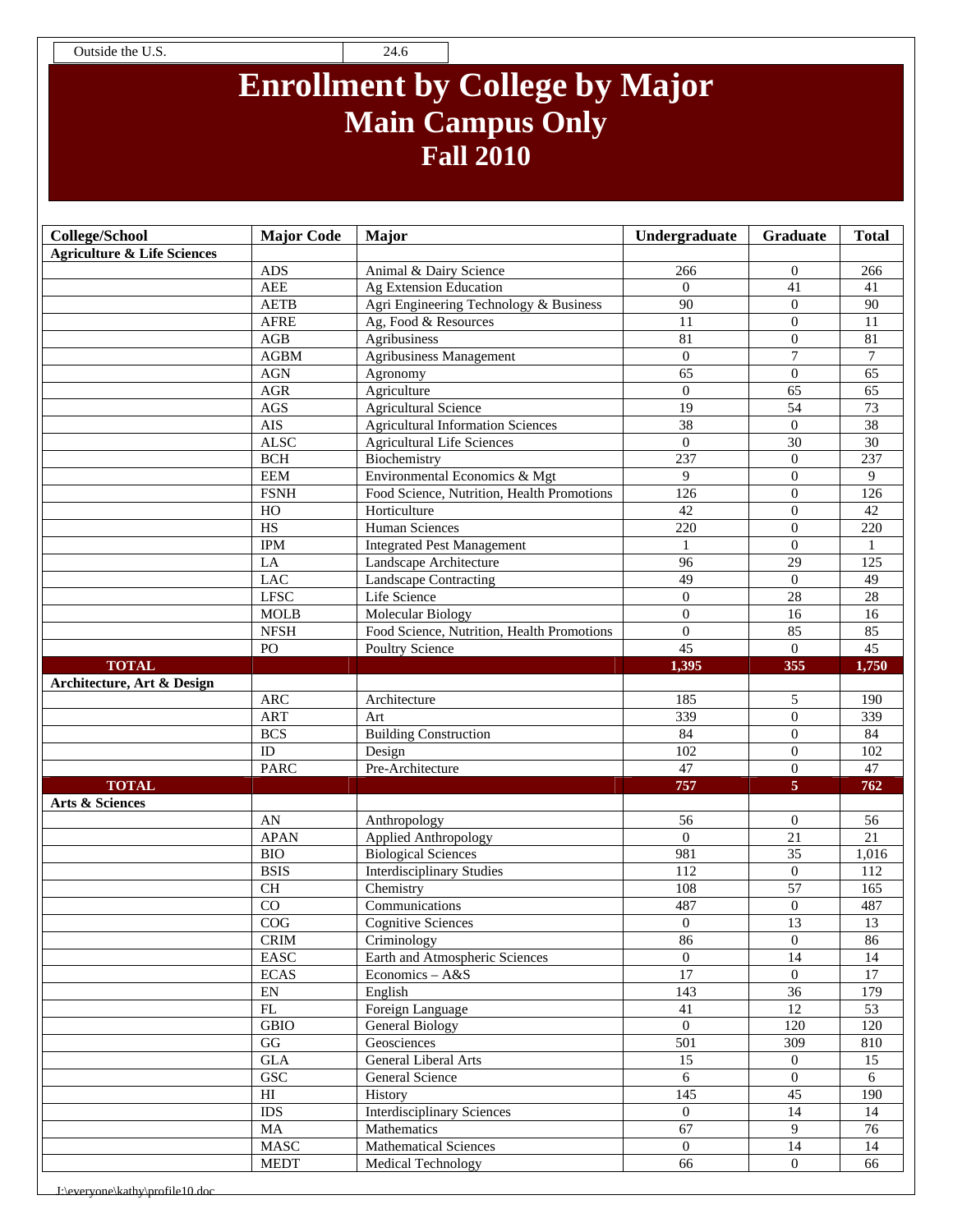| Outside the U.S. | 24.6 |
|---|---|

# Enrollment by College by Major
## Main Campus Only
### Fall 2010

| College/School | Major Code | Major | Undergraduate | Graduate | Total |
|---|---|---|---|---|---|
| **Agriculture & Life Sciences** | | | | | |
| | ADS | Animal & Dairy Science | 266 | 0 | 266 |
| | AEE | Ag Extension Education | 0 | 41 | 41 |
| | AETB | Agri Engineering Technology & Business | 90 | 0 | 90 |
| | AFRE | Ag, Food & Resources | 11 | 0 | 11 |
| | AGB | Agribusiness | 81 | 0 | 81 |
| | AGBM | Agribusiness Management | 0 | 7 | 7 |
| | AGN | Agronomy | 65 | 0 | 65 |
| | AGR | Agriculture | 0 | 65 | 65 |
| | AGS | Agricultural Science | 19 | 54 | 73 |
| | AIS | Agricultural Information Sciences | 38 | 0 | 38 |
| | ALSC | Agricultural Life Sciences | 0 | 30 | 30 |
| | BCH | Biochemistry | 237 | 0 | 237 |
| | EEM | Environmental Economics & Mgt | 9 | 0 | 9 |
| | FSNH | Food Science, Nutrition, Health Promotions | 126 | 0 | 126 |
| | HO | Horticulture | 42 | 0 | 42 |
| | HS | Human Sciences | 220 | 0 | 220 |
| | IPM | Integrated Pest Management | 1 | 0 | 1 |
| | LA | Landscape Architecture | 96 | 29 | 125 |
| | LAC | Landscape Contracting | 49 | 0 | 49 |
| | LFSC | Life Science | 0 | 28 | 28 |
| | MOLB | Molecular Biology | 0 | 16 | 16 |
| | NFSH | Food Science, Nutrition, Health Promotions | 0 | 85 | 85 |
| | PO | Poultry Science | 45 | 0 | 45 |
| **TOTAL** | | | **1,395** | **355** | **1,750** |
| **Architecture, Art & Design** | | | | | |
| | ARC | Architecture | 185 | 5 | 190 |
| | ART | Art | 339 | 0 | 339 |
| | BCS | Building Construction | 84 | 0 | 84 |
| | ID | Design | 102 | 0 | 102 |
| | PARC | Pre-Architecture | 47 | 0 | 47 |
| **TOTAL** | | | **757** | **5** | **762** |
| **Arts & Sciences** | | | | | |
| | AN | Anthropology | 56 | 0 | 56 |
| | APAN | Applied Anthropology | 0 | 21 | 21 |
| | BIO | Biological Sciences | 981 | 35 | 1,016 |
| | BSIS | Interdisciplinary Studies | 112 | 0 | 112 |
| | CH | Chemistry | 108 | 57 | 165 |
| | CO | Communications | 487 | 0 | 487 |
| | COG | Cognitive Sciences | 0 | 13 | 13 |
| | CRIM | Criminology | 86 | 0 | 86 |
| | EASC | Earth and Atmospheric Sciences | 0 | 14 | 14 |
| | ECAS | Economics – A&S | 17 | 0 | 17 |
| | EN | English | 143 | 36 | 179 |
| | FL | Foreign Language | 41 | 12 | 53 |
| | GBIO | General Biology | 0 | 120 | 120 |
| | GG | Geosciences | 501 | 309 | 810 |
| | GLA | General Liberal Arts | 15 | 0 | 15 |
| | GSC | General Science | 6 | 0 | 6 |
| | HI | History | 145 | 45 | 190 |
| | IDS | Interdisciplinary Sciences | 0 | 14 | 14 |
| | MA | Mathematics | 67 | 9 | 76 |
| | MASC | Mathematical Sciences | 0 | 14 | 14 |
| | MEDT | Medical Technology | 66 | 0 | 66 |

J:\everyone\kathy\profile10.doc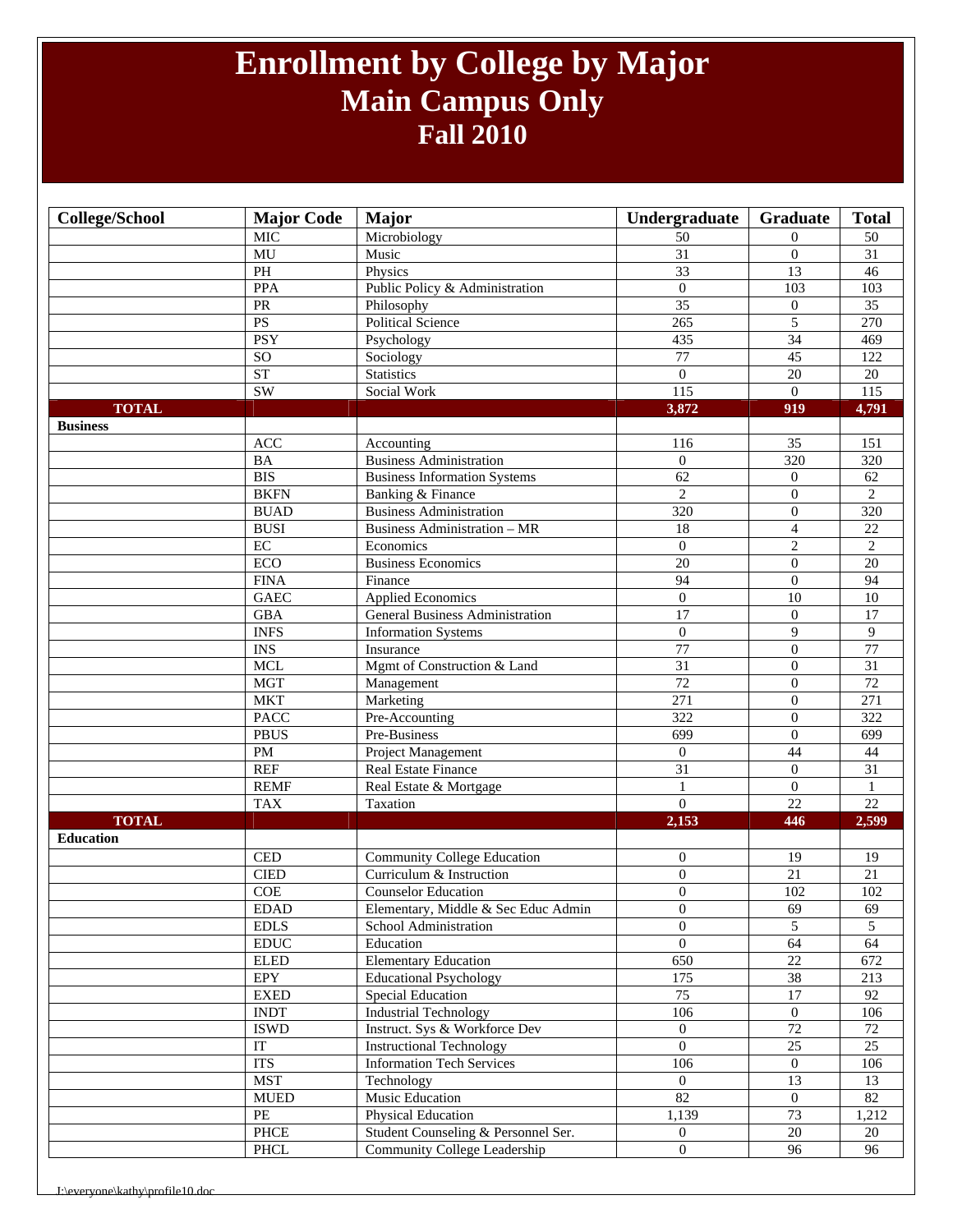# Enrollment by College by Major
## Main Campus Only
## Fall 2010

| College/School | Major Code | Major | Undergraduate | Graduate | Total |
|---|---|---|---|---|---|
| | MIC | Microbiology | 50 | 0 | 50 |
| | MU | Music | 31 | 0 | 31 |
| | PH | Physics | 33 | 13 | 46 |
| | PPA | Public Policy & Administration | 0 | 103 | 103 |
| | PR | Philosophy | 35 | 0 | 35 |
| | PS | Political Science | 265 | 5 | 270 |
| | PSY | Psychology | 435 | 34 | 469 |
| | SO | Sociology | 77 | 45 | 122 |
| | ST | Statistics | 0 | 20 | 20 |
| | SW | Social Work | 115 | 0 | 115 |
| **TOTAL** | | | **3,872** | **919** | **4,791** |
| **Business** | | | | | |
| | ACC | Accounting | 116 | 35 | 151 |
| | BA | Business Administration | 0 | 320 | 320 |
| | BIS | Business Information Systems | 62 | 0 | 62 |
| | BKFN | Banking & Finance | 2 | 0 | 2 |
| | BUAD | Business Administration | 320 | 0 | 320 |
| | BUSI | Business Administration – MR | 18 | 4 | 22 |
| | EC | Economics | 0 | 2 | 2 |
| | ECO | Business Economics | 20 | 0 | 20 |
| | FINA | Finance | 94 | 0 | 94 |
| | GAEC | Applied Economics | 0 | 10 | 10 |
| | GBA | General Business Administration | 17 | 0 | 17 |
| | INFS | Information Systems | 0 | 9 | 9 |
| | INS | Insurance | 77 | 0 | 77 |
| | MCL | Mgmt of Construction & Land | 31 | 0 | 31 |
| | MGT | Management | 72 | 0 | 72 |
| | MKT | Marketing | 271 | 0 | 271 |
| | PACC | Pre-Accounting | 322 | 0 | 322 |
| | PBUS | Pre-Business | 699 | 0 | 699 |
| | PM | Project Management | 0 | 44 | 44 |
| | REF | Real Estate Finance | 31 | 0 | 31 |
| | REMF | Real Estate & Mortgage | 1 | 0 | 1 |
| | TAX | Taxation | 0 | 22 | 22 |
| **TOTAL** | | | **2,153** | **446** | **2,599** |
| **Education** | | | | | |
| | CED | Community College Education | 0 | 19 | 19 |
| | CIED | Curriculum & Instruction | 0 | 21 | 21 |
| | COE | Counselor Education | 0 | 102 | 102 |
| | EDAD | Elementary, Middle & Sec Educ Admin | 0 | 69 | 69 |
| | EDLS | School Administration | 0 | 5 | 5 |
| | EDUC | Education | 0 | 64 | 64 |
| | ELED | Elementary Education | 650 | 22 | 672 |
| | EPY | Educational Psychology | 175 | 38 | 213 |
| | EXED | Special Education | 75 | 17 | 92 |
| | INDT | Industrial Technology | 106 | 0 | 106 |
| | ISWD | Instruct. Sys & Workforce Dev | 0 | 72 | 72 |
| | IT | Instructional Technology | 0 | 25 | 25 |
| | ITS | Information Tech Services | 106 | 0 | 106 |
| | MST | Technology | 0 | 13 | 13 |
| | MUED | Music Education | 82 | 0 | 82 |
| | PE | Physical Education | 1,139 | 73 | 1,212 |
| | PHCE | Student Counseling & Personnel Ser. | 0 | 20 | 20 |
| | PHCL | Community College Leadership | 0 | 96 | 96 |

I:\everyone\kathy\profile10.doc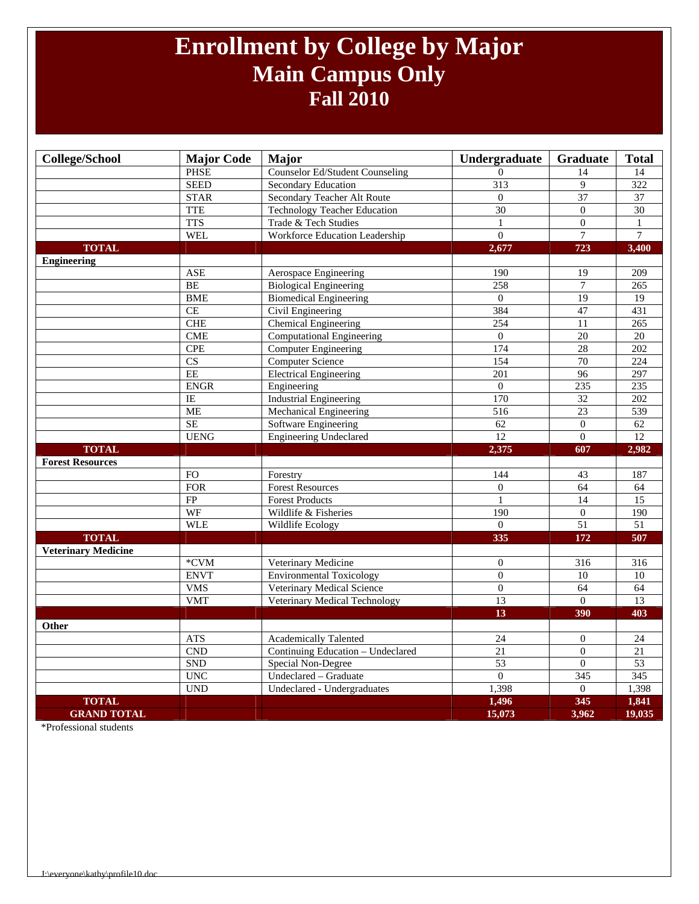# Enrollment by College by Major
## Main Campus Only
## Fall 2010

| College/School | Major Code | Major | Undergraduate | Graduate | Total |
|---|---|---|---|---|---|
| | PHSE | Counselor Ed/Student Counseling | 0 | 14 | 14 |
| | SEED | Secondary Education | 313 | 9 | 322 |
| | STAR | Secondary Teacher Alt Route | 0 | 37 | 37 |
| | TTE | Technology Teacher Education | 30 | 0 | 30 |
| | TTS | Trade & Tech Studies | 1 | 0 | 1 |
| | WEL | Workforce Education Leadership | 0 | 7 | 7 |
| **TOTAL** | | | **2,677** | **723** | **3,400** |
| **Engineering** | | | | | |
| | ASE | Aerospace Engineering | 190 | 19 | 209 |
| | BE | Biological Engineering | 258 | 7 | 265 |
| | BME | Biomedical Engineering | 0 | 19 | 19 |
| | CE | Civil Engineering | 384 | 47 | 431 |
| | CHE | Chemical Engineering | 254 | 11 | 265 |
| | CME | Computational Engineering | 0 | 20 | 20 |
| | CPE | Computer Engineering | 174 | 28 | 202 |
| | CS | Computer Science | 154 | 70 | 224 |
| | EE | Electrical Engineering | 201 | 96 | 297 |
| | ENGR | Engineering | 0 | 235 | 235 |
| | IE | Industrial Engineering | 170 | 32 | 202 |
| | ME | Mechanical Engineering | 516 | 23 | 539 |
| | SE | Software Engineering | 62 | 0 | 62 |
| | UENG | Engineering Undeclared | 12 | 0 | 12 |
| **TOTAL** | | | **2,375** | **607** | **2,982** |
| **Forest Resources** | | | | | |
| | FO | Forestry | 144 | 43 | 187 |
| | FOR | Forest Resources | 0 | 64 | 64 |
| | FP | Forest Products | 1 | 14 | 15 |
| | WF | Wildlife & Fisheries | 190 | 0 | 190 |
| | WLE | Wildlife Ecology | 0 | 51 | 51 |
| **TOTAL** | | | **335** | **172** | **507** |
| **Veterinary Medicine** | | | | | |
| | *CVM | Veterinary Medicine | 0 | 316 | 316 |
| | ENVT | Environmental Toxicology | 0 | 10 | 10 |
| | VMS | Veterinary Medical Science | 0 | 64 | 64 |
| | VMT | Veterinary Medical Technology | 13 | 0 | 13 |
| | | | **13** | **390** | **403** |
| **Other** | | | | | |
| | ATS | Academically Talented | 24 | 0 | 24 |
| | CND | Continuing Education – Undeclared | 21 | 0 | 21 |
| | SND | Special Non-Degree | 53 | 0 | 53 |
| | UNC | Undeclared – Graduate | 0 | 345 | 345 |
| | UND | Undeclared - Undergraduates | 1,398 | 0 | 1,398 |
| **TOTAL** | | | **1,496** | **345** | **1,841** |
| **GRAND TOTAL** | | | **15,073** | **3,962** | **19,035** |

*Professional students

I:\everyone\kathy\profile10.doc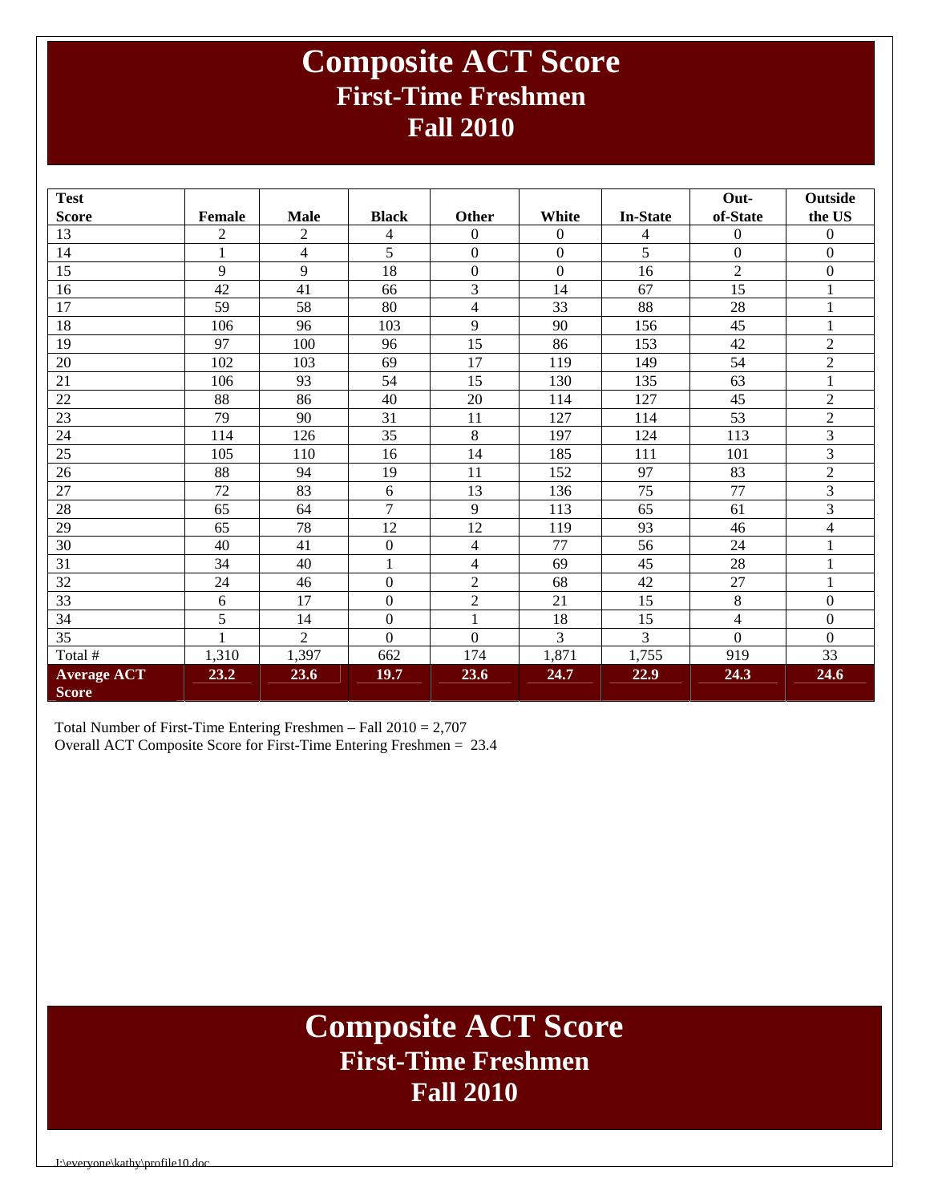# Composite ACT Score
## First-Time Freshmen
## Fall 2010

| Test Score | Female | Male | Black | Other | White | In-State | Out-of-State | Outside the US |
|---|---|---|---|---|---|---|---|---|
| 13 | 2 | 2 | 4 | 0 | 0 | 4 | 0 | 0 |
| 14 | 1 | 4 | 5 | 0 | 0 | 5 | 0 | 0 |
| 15 | 9 | 9 | 18 | 0 | 0 | 16 | 2 | 0 |
| 16 | 42 | 41 | 66 | 3 | 14 | 67 | 15 | 1 |
| 17 | 59 | 58 | 80 | 4 | 33 | 88 | 28 | 1 |
| 18 | 106 | 96 | 103 | 9 | 90 | 156 | 45 | 1 |
| 19 | 97 | 100 | 96 | 15 | 86 | 153 | 42 | 2 |
| 20 | 102 | 103 | 69 | 17 | 119 | 149 | 54 | 2 |
| 21 | 106 | 93 | 54 | 15 | 130 | 135 | 63 | 1 |
| 22 | 88 | 86 | 40 | 20 | 114 | 127 | 45 | 2 |
| 23 | 79 | 90 | 31 | 11 | 127 | 114 | 53 | 2 |
| 24 | 114 | 126 | 35 | 8 | 197 | 124 | 113 | 3 |
| 25 | 105 | 110 | 16 | 14 | 185 | 111 | 101 | 3 |
| 26 | 88 | 94 | 19 | 11 | 152 | 97 | 83 | 2 |
| 27 | 72 | 83 | 6 | 13 | 136 | 75 | 77 | 3 |
| 28 | 65 | 64 | 7 | 9 | 113 | 65 | 61 | 3 |
| 29 | 65 | 78 | 12 | 12 | 119 | 93 | 46 | 4 |
| 30 | 40 | 41 | 0 | 4 | 77 | 56 | 24 | 1 |
| 31 | 34 | 40 | 1 | 4 | 69 | 45 | 28 | 1 |
| 32 | 24 | 46 | 0 | 2 | 68 | 42 | 27 | 1 |
| 33 | 6 | 17 | 0 | 2 | 21 | 15 | 8 | 0 |
| 34 | 5 | 14 | 0 | 1 | 18 | 15 | 4 | 0 |
| 35 | 1 | 2 | 0 | 0 | 3 | 3 | 0 | 0 |
| Total # | 1,310 | 1,397 | 662 | 174 | 1,871 | 1,755 | 919 | 33 |
| **Average ACT Score** | **23.2** | **23.6** | **19.7** | **23.6** | **24.7** | **22.9** | **24.3** | **24.6** |

Total Number of First-Time Entering Freshmen – Fall 2010 = 2,707
Overall ACT Composite Score for First-Time Entering Freshmen = 23.4

# Composite ACT Score
## First-Time Freshmen
## Fall 2010

I:\everyone\kathy\profile10.doc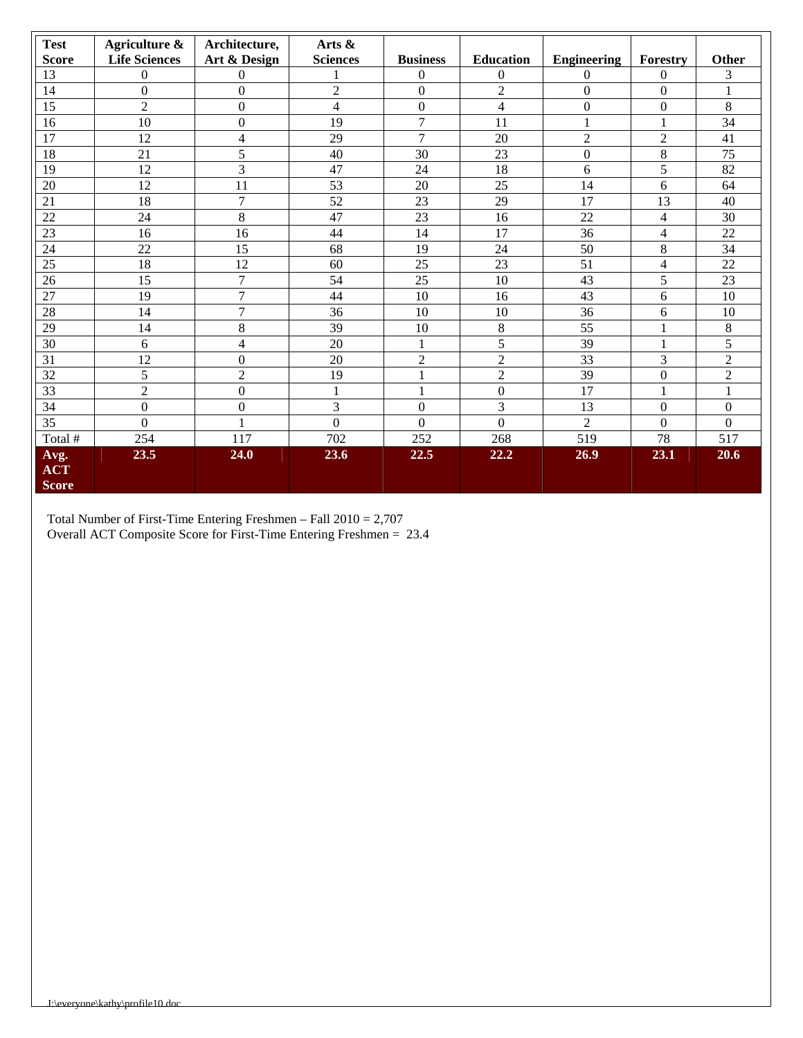| Test Score | Agriculture & Life Sciences | Architecture, Art & Design | Arts & Sciences | Business | Education | Engineering | Forestry | Other |
|---|---|---|---|---|---|---|---|---|
| 13 | 0 | 0 | 1 | 0 | 0 | 0 | 0 | 3 |
| 14 | 0 | 0 | 2 | 0 | 2 | 0 | 0 | 1 |
| 15 | 2 | 0 | 4 | 0 | 4 | 0 | 0 | 8 |
| 16 | 10 | 0 | 19 | 7 | 11 | 1 | 1 | 34 |
| 17 | 12 | 4 | 29 | 7 | 20 | 2 | 2 | 41 |
| 18 | 21 | 5 | 40 | 30 | 23 | 0 | 8 | 75 |
| 19 | 12 | 3 | 47 | 24 | 18 | 6 | 5 | 82 |
| 20 | 12 | 11 | 53 | 20 | 25 | 14 | 6 | 64 |
| 21 | 18 | 7 | 52 | 23 | 29 | 17 | 13 | 40 |
| 22 | 24 | 8 | 47 | 23 | 16 | 22 | 4 | 30 |
| 23 | 16 | 16 | 44 | 14 | 17 | 36 | 4 | 22 |
| 24 | 22 | 15 | 68 | 19 | 24 | 50 | 8 | 34 |
| 25 | 18 | 12 | 60 | 25 | 23 | 51 | 4 | 22 |
| 26 | 15 | 7 | 54 | 25 | 10 | 43 | 5 | 23 |
| 27 | 19 | 7 | 44 | 10 | 16 | 43 | 6 | 10 |
| 28 | 14 | 7 | 36 | 10 | 10 | 36 | 6 | 10 |
| 29 | 14 | 8 | 39 | 10 | 8 | 55 | 1 | 8 |
| 30 | 6 | 4 | 20 | 1 | 5 | 39 | 1 | 5 |
| 31 | 12 | 0 | 20 | 2 | 2 | 33 | 3 | 2 |
| 32 | 5 | 2 | 19 | 1 | 2 | 39 | 0 | 2 |
| 33 | 2 | 0 | 1 | 1 | 0 | 17 | 1 | 1 |
| 34 | 0 | 0 | 3 | 0 | 3 | 13 | 0 | 0 |
| 35 | 0 | 1 | 0 | 0 | 0 | 2 | 0 | 0 |
| Total # | 254 | 117 | 702 | 252 | 268 | 519 | 78 | 517 |
| **Avg. ACT Score** | **23.5** | **24.0** | **23.6** | **22.5** | **22.2** | **26.9** | **23.1** | **20.6** |

Total Number of First-Time Entering Freshmen – Fall 2010 = 2,707
Overall ACT Composite Score for First-Time Entering Freshmen = 23.4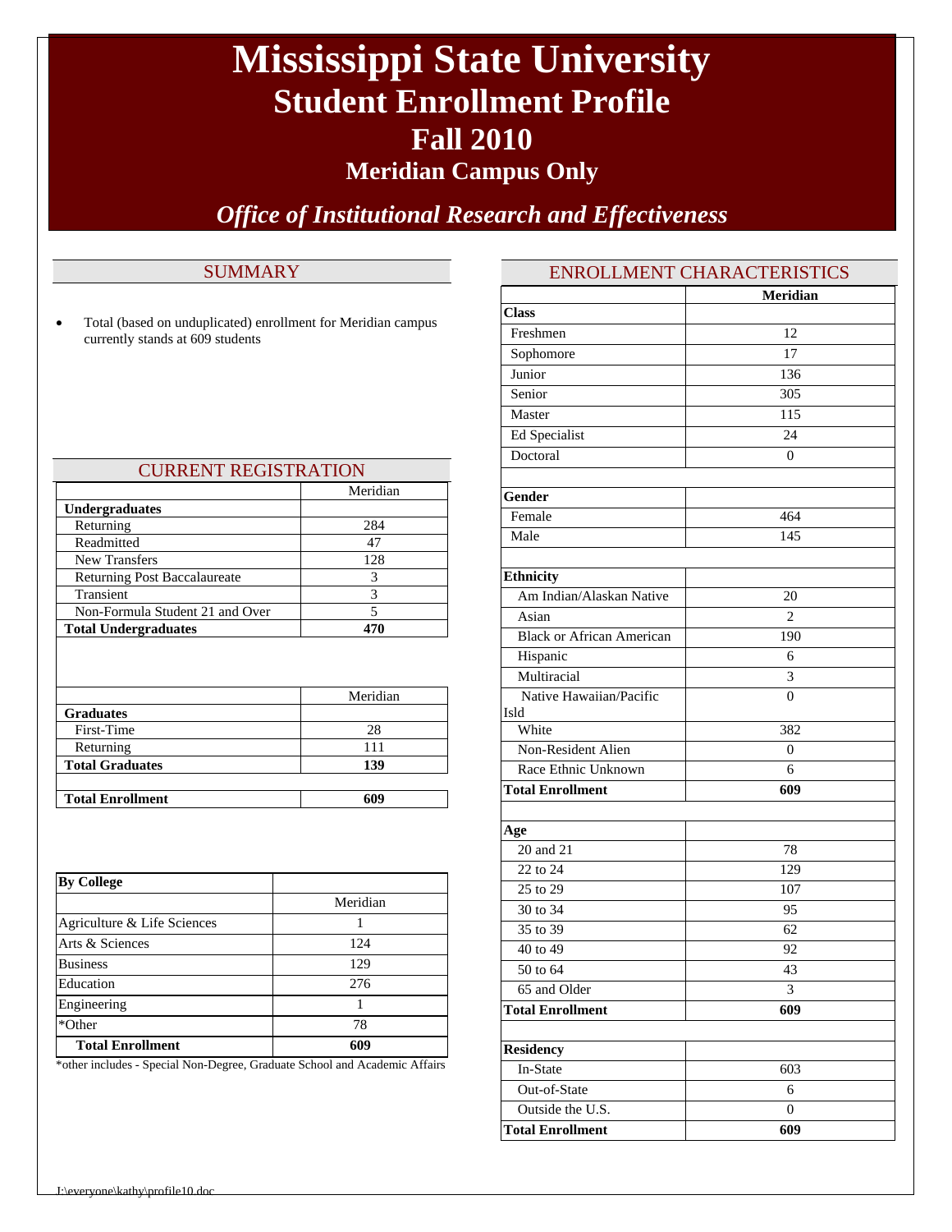# Mississippi State University
## Student Enrollment Profile
## Fall 2010
### Meridian Campus Only

*Office of Institutional Research and Effectiveness*

## SUMMARY

- Total (based on unduplicated) enrollment for Meridian campus currently stands at 609 students

## CURRENT REGISTRATION

| | Meridian |
|---|---|
| **Undergraduates** | |
| Returning | 284 |
| Readmitted | 47 |
| New Transfers | 128 |
| Returning Post Baccalaureate | 3 |
| Transient | 3 |
| Non-Formula Student 21 and Over | 5 |
| **Total Undergraduates** | **470** |

| | Meridian |
|---|---|
| **Graduates** | |
| First-Time | 28 |
| Returning | 111 |
| **Total Graduates** | **139** |
| | |
| **Total Enrollment** | **609** |

| **By College** | |
|---|---|
| | Meridian |
| Agriculture & Life Sciences | 1 |
| Arts & Sciences | 124 |
| Business | 129 |
| Education | 276 |
| Engineering | 1 |
| *Other | 78 |
| **Total Enrollment** | **609** |

*other includes - Special Non-Degree, Graduate School and Academic Affairs

## ENROLLMENT CHARACTERISTICS

| | Meridian |
|---|---|
| **Class** | |
| Freshmen | 12 |
| Sophomore | 17 |
| Junior | 136 |
| Senior | 305 |
| Master | 115 |
| Ed Specialist | 24 |
| Doctoral | 0 |
| | |
| **Gender** | |
| Female | 464 |
| Male | 145 |
| | |
| **Ethnicity** | |
| Am Indian/Alaskan Native | 20 |
| Asian | 2 |
| Black or African American | 190 |
| Hispanic | 6 |
| Multiracial | 3 |
| Native Hawaiian/Pacific Isld | 0 |
| White | 382 |
| Non-Resident Alien | 0 |
| Race Ethnic Unknown | 6 |
| **Total Enrollment** | **609** |
| | |
| **Age** | |
| 20 and 21 | 78 |
| 22 to 24 | 129 |
| 25 to 29 | 107 |
| 30 to 34 | 95 |
| 35 to 39 | 62 |
| 40 to 49 | 92 |
| 50 to 64 | 43 |
| 65 and Older | 3 |
| **Total Enrollment** | **609** |
| | |
| **Residency** | |
| In-State | 603 |
| Out-of-State | 6 |
| Outside the U.S. | 0 |
| **Total Enrollment** | **609** |